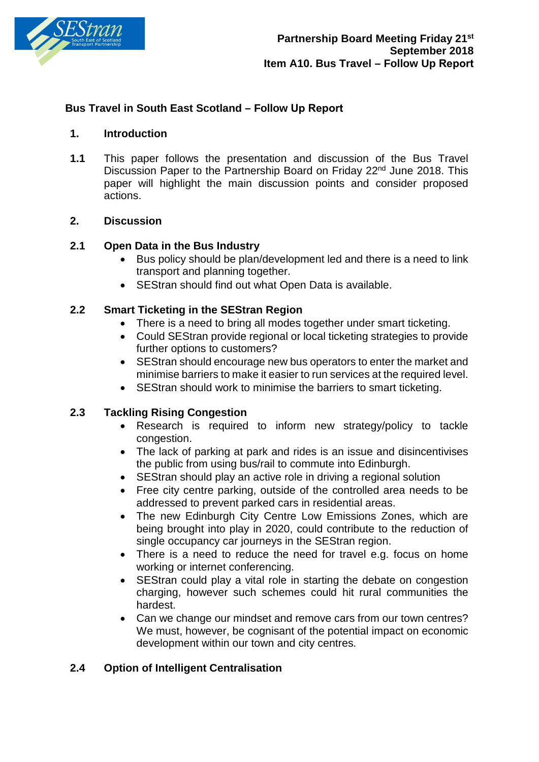**Partnership Board Meeting Friday 21st September 2018**
**Item A10. Bus Travel – Follow Up Report**

## Bus Travel in South East Scotland – Follow Up Report

### 1. Introduction

**1.1** This paper follows the presentation and discussion of the Bus Travel Discussion Paper to the Partnership Board on Friday 22nd June 2018. This paper will highlight the main discussion points and consider proposed actions.

### 2. Discussion

#### 2.1 Open Data in the Bus Industry

- Bus policy should be plan/development led and there is a need to link transport and planning together.
- SEStran should find out what Open Data is available.

#### 2.2 Smart Ticketing in the SEStran Region

- There is a need to bring all modes together under smart ticketing.
- Could SEStran provide regional or local ticketing strategies to provide further options to customers?
- SEStran should encourage new bus operators to enter the market and minimise barriers to make it easier to run services at the required level.
- SEStran should work to minimise the barriers to smart ticketing.

#### 2.3 Tackling Rising Congestion

- Research is required to inform new strategy/policy to tackle congestion.
- The lack of parking at park and rides is an issue and disincentivises the public from using bus/rail to commute into Edinburgh.
- SEStran should play an active role in driving a regional solution
- Free city centre parking, outside of the controlled area needs to be addressed to prevent parked cars in residential areas.
- The new Edinburgh City Centre Low Emissions Zones, which are being brought into play in 2020, could contribute to the reduction of single occupancy car journeys in the SEStran region.
- There is a need to reduce the need for travel e.g. focus on home working or internet conferencing.
- SEStran could play a vital role in starting the debate on congestion charging, however such schemes could hit rural communities the hardest.
- Can we change our mindset and remove cars from our town centres? We must, however, be cognisant of the potential impact on economic development within our town and city centres.

#### 2.4 Option of Intelligent Centralisation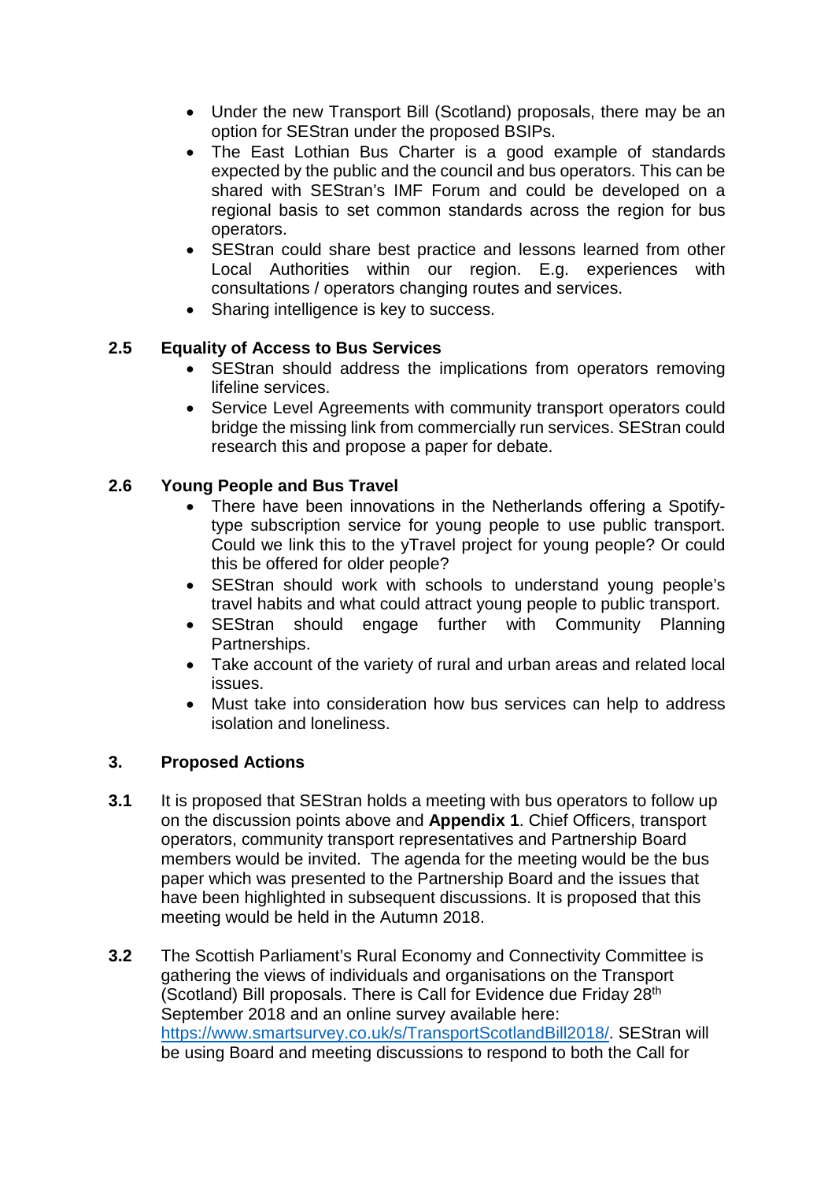- Under the new Transport Bill (Scotland) proposals, there may be an option for SEStran under the proposed BSIPs.
- The East Lothian Bus Charter is a good example of standards expected by the public and the council and bus operators. This can be shared with SEStran's IMF Forum and could be developed on a regional basis to set common standards across the region for bus operators.
- SEStran could share best practice and lessons learned from other Local Authorities within our region. E.g. experiences with consultations / operators changing routes and services.
- Sharing intelligence is key to success.

### 2.5 Equality of Access to Bus Services

- SEStran should address the implications from operators removing lifeline services.
- Service Level Agreements with community transport operators could bridge the missing link from commercially run services. SEStran could research this and propose a paper for debate.

### 2.6 Young People and Bus Travel

- There have been innovations in the Netherlands offering a Spotify-type subscription service for young people to use public transport. Could we link this to the yTravel project for young people? Or could this be offered for older people?
- SEStran should work with schools to understand young people's travel habits and what could attract young people to public transport.
- SEStran should engage further with Community Planning Partnerships.
- Take account of the variety of rural and urban areas and related local issues.
- Must take into consideration how bus services can help to address isolation and loneliness.

## 3. Proposed Actions

**3.1** It is proposed that SEStran holds a meeting with bus operators to follow up on the discussion points above and **Appendix 1**. Chief Officers, transport operators, community transport representatives and Partnership Board members would be invited. The agenda for the meeting would be the bus paper which was presented to the Partnership Board and the issues that have been highlighted in subsequent discussions. It is proposed that this meeting would be held in the Autumn 2018.

**3.2** The Scottish Parliament's Rural Economy and Connectivity Committee is gathering the views of individuals and organisations on the Transport (Scotland) Bill proposals. There is Call for Evidence due Friday 28th September 2018 and an online survey available here: https://www.smartsurvey.co.uk/s/TransportScotlandBill2018/. SEStran will be using Board and meeting discussions to respond to both the Call for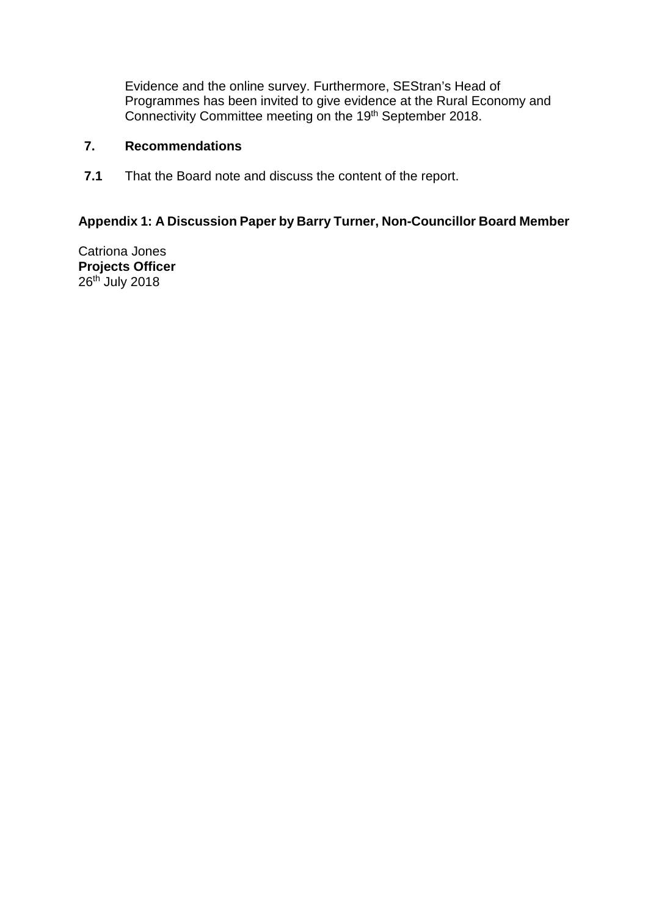Evidence and the online survey. Furthermore, SEStran's Head of Programmes has been invited to give evidence at the Rural Economy and Connectivity Committee meeting on the 19th September 2018.

## 7. Recommendations

**7.1** That the Board note and discuss the content of the report.

**Appendix 1: A Discussion Paper by Barry Turner, Non-Councillor Board Member**

Catriona Jones
**Projects Officer**
26th July 2018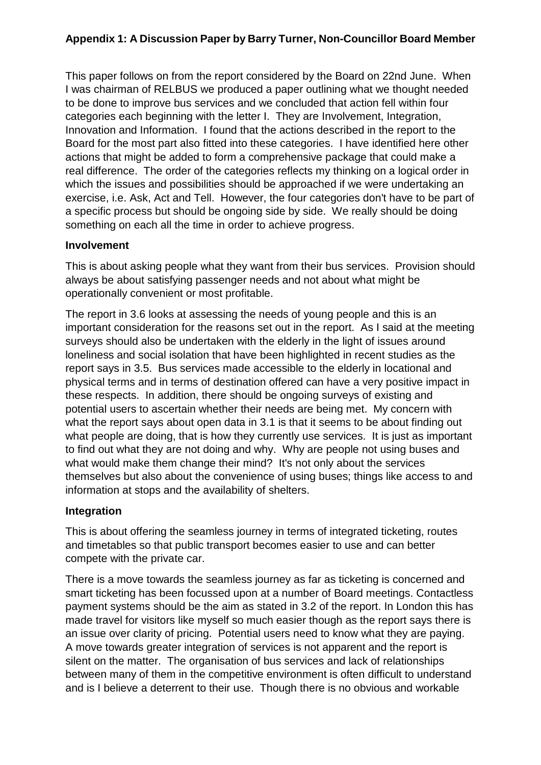**Appendix 1: A Discussion Paper by Barry Turner, Non-Councillor Board Member**

This paper follows on from the report considered by the Board on 22nd June. When I was chairman of RELBUS we produced a paper outlining what we thought needed to be done to improve bus services and we concluded that action fell within four categories each beginning with the letter I. They are Involvement, Integration, Innovation and Information. I found that the actions described in the report to the Board for the most part also fitted into these categories. I have identified here other actions that might be added to form a comprehensive package that could make a real difference. The order of the categories reflects my thinking on a logical order in which the issues and possibilities should be approached if we were undertaking an exercise, i.e. Ask, Act and Tell. However, the four categories don't have to be part of a specific process but should be ongoing side by side. We really should be doing something on each all the time in order to achieve progress.

**Involvement**

This is about asking people what they want from their bus services. Provision should always be about satisfying passenger needs and not about what might be operationally convenient or most profitable.

The report in 3.6 looks at assessing the needs of young people and this is an important consideration for the reasons set out in the report. As I said at the meeting surveys should also be undertaken with the elderly in the light of issues around loneliness and social isolation that have been highlighted in recent studies as the report says in 3.5. Bus services made accessible to the elderly in locational and physical terms and in terms of destination offered can have a very positive impact in these respects. In addition, there should be ongoing surveys of existing and potential users to ascertain whether their needs are being met. My concern with what the report says about open data in 3.1 is that it seems to be about finding out what people are doing, that is how they currently use services. It is just as important to find out what they are not doing and why. Why are people not using buses and what would make them change their mind? It's not only about the services themselves but also about the convenience of using buses; things like access to and information at stops and the availability of shelters.

**Integration**

This is about offering the seamless journey in terms of integrated ticketing, routes and timetables so that public transport becomes easier to use and can better compete with the private car.

There is a move towards the seamless journey as far as ticketing is concerned and smart ticketing has been focussed upon at a number of Board meetings. Contactless payment systems should be the aim as stated in 3.2 of the report. In London this has made travel for visitors like myself so much easier though as the report says there is an issue over clarity of pricing. Potential users need to know what they are paying. A move towards greater integration of services is not apparent and the report is silent on the matter. The organisation of bus services and lack of relationships between many of them in the competitive environment is often difficult to understand and is I believe a deterrent to their use. Though there is no obvious and workable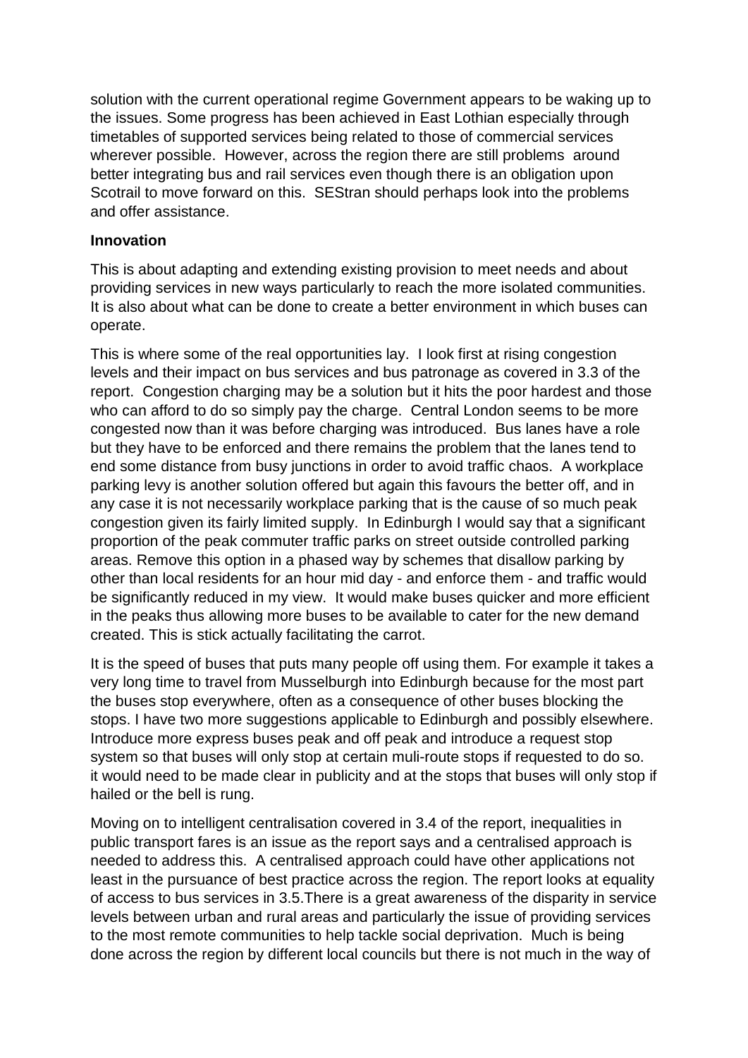solution with the current operational regime Government appears to be waking up to the issues. Some progress has been achieved in East Lothian especially through timetables of supported services being related to those of commercial services wherever possible. However, across the region there are still problems around better integrating bus and rail services even though there is an obligation upon Scotrail to move forward on this. SEStran should perhaps look into the problems and offer assistance.

**Innovation**

This is about adapting and extending existing provision to meet needs and about providing services in new ways particularly to reach the more isolated communities. It is also about what can be done to create a better environment in which buses can operate.

This is where some of the real opportunities lay. I look first at rising congestion levels and their impact on bus services and bus patronage as covered in 3.3 of the report. Congestion charging may be a solution but it hits the poor hardest and those who can afford to do so simply pay the charge. Central London seems to be more congested now than it was before charging was introduced. Bus lanes have a role but they have to be enforced and there remains the problem that the lanes tend to end some distance from busy junctions in order to avoid traffic chaos. A workplace parking levy is another solution offered but again this favours the better off, and in any case it is not necessarily workplace parking that is the cause of so much peak congestion given its fairly limited supply. In Edinburgh I would say that a significant proportion of the peak commuter traffic parks on street outside controlled parking areas. Remove this option in a phased way by schemes that disallow parking by other than local residents for an hour mid day - and enforce them - and traffic would be significantly reduced in my view. It would make buses quicker and more efficient in the peaks thus allowing more buses to be available to cater for the new demand created. This is stick actually facilitating the carrot.

It is the speed of buses that puts many people off using them. For example it takes a very long time to travel from Musselburgh into Edinburgh because for the most part the buses stop everywhere, often as a consequence of other buses blocking the stops. I have two more suggestions applicable to Edinburgh and possibly elsewhere. Introduce more express buses peak and off peak and introduce a request stop system so that buses will only stop at certain muli-route stops if requested to do so. it would need to be made clear in publicity and at the stops that buses will only stop if hailed or the bell is rung.

Moving on to intelligent centralisation covered in 3.4 of the report, inequalities in public transport fares is an issue as the report says and a centralised approach is needed to address this. A centralised approach could have other applications not least in the pursuance of best practice across the region. The report looks at equality of access to bus services in 3.5.There is a great awareness of the disparity in service levels between urban and rural areas and particularly the issue of providing services to the most remote communities to help tackle social deprivation. Much is being done across the region by different local councils but there is not much in the way of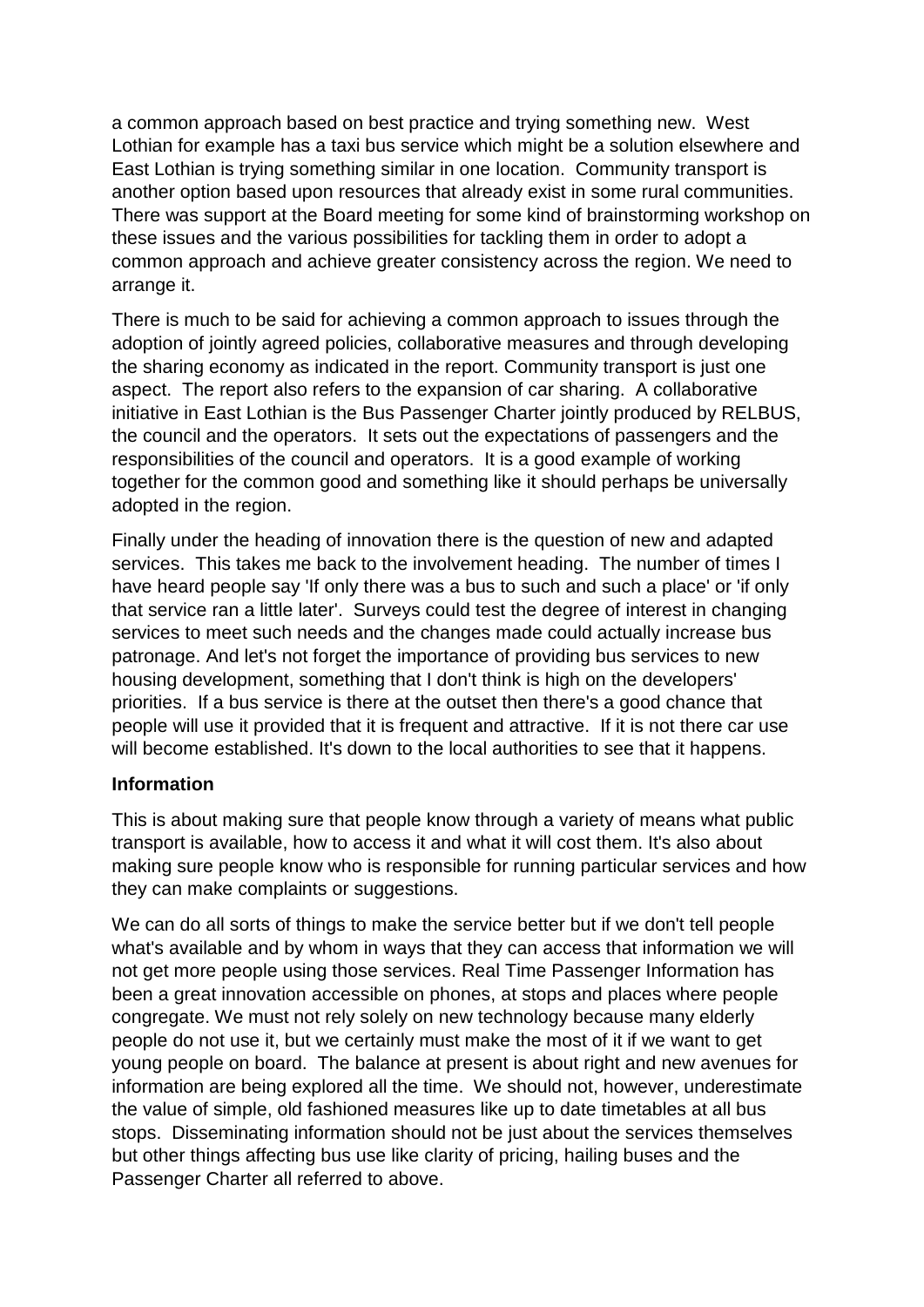a common approach based on best practice and trying something new. West Lothian for example has a taxi bus service which might be a solution elsewhere and East Lothian is trying something similar in one location. Community transport is another option based upon resources that already exist in some rural communities. There was support at the Board meeting for some kind of brainstorming workshop on these issues and the various possibilities for tackling them in order to adopt a common approach and achieve greater consistency across the region. We need to arrange it.

There is much to be said for achieving a common approach to issues through the adoption of jointly agreed policies, collaborative measures and through developing the sharing economy as indicated in the report. Community transport is just one aspect. The report also refers to the expansion of car sharing. A collaborative initiative in East Lothian is the Bus Passenger Charter jointly produced by RELBUS, the council and the operators. It sets out the expectations of passengers and the responsibilities of the council and operators. It is a good example of working together for the common good and something like it should perhaps be universally adopted in the region.

Finally under the heading of innovation there is the question of new and adapted services. This takes me back to the involvement heading. The number of times I have heard people say 'If only there was a bus to such and such a place' or 'if only that service ran a little later'. Surveys could test the degree of interest in changing services to meet such needs and the changes made could actually increase bus patronage. And let's not forget the importance of providing bus services to new housing development, something that I don't think is high on the developers' priorities. If a bus service is there at the outset then there's a good chance that people will use it provided that it is frequent and attractive. If it is not there car use will become established. It's down to the local authorities to see that it happens.

**Information**

This is about making sure that people know through a variety of means what public transport is available, how to access it and what it will cost them. It's also about making sure people know who is responsible for running particular services and how they can make complaints or suggestions.

We can do all sorts of things to make the service better but if we don't tell people what's available and by whom in ways that they can access that information we will not get more people using those services. Real Time Passenger Information has been a great innovation accessible on phones, at stops and places where people congregate. We must not rely solely on new technology because many elderly people do not use it, but we certainly must make the most of it if we want to get young people on board. The balance at present is about right and new avenues for information are being explored all the time. We should not, however, underestimate the value of simple, old fashioned measures like up to date timetables at all bus stops. Disseminating information should not be just about the services themselves but other things affecting bus use like clarity of pricing, hailing buses and the Passenger Charter all referred to above.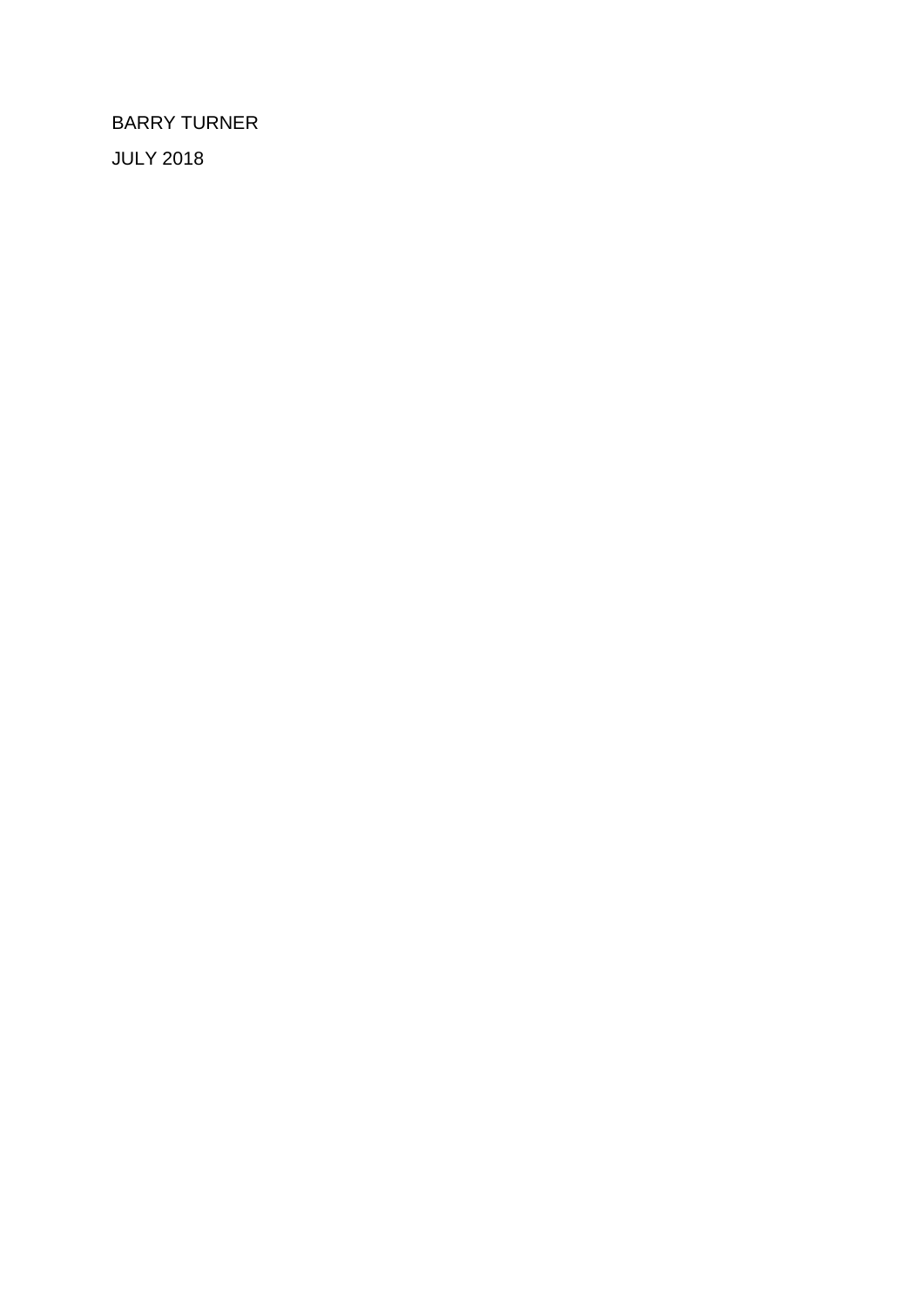BARRY TURNER

JULY 2018